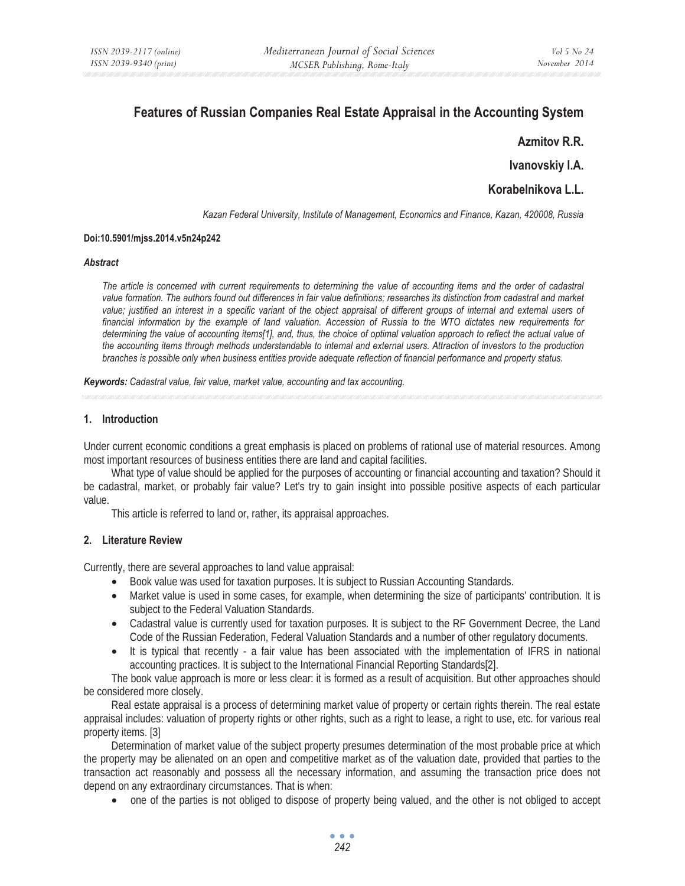# Features of Russian Companies Real Estate Appraisal in the Accounting System

**Azmitov R.R.**

**Ivanovskiy I.A.**

**Korabelnikova L.L.**

*Kazan Federal University, Institute of Management, Economics and Finance, Kazan, 420008, Russia*

**Doi:10.5901/mjss.2014.v5n24p242**

***Abstract***

*The article is concerned with current requirements to determining the value of accounting items and the order of cadastral value formation. The authors found out differences in fair value definitions; researches its distinction from cadastral and market value; justified an interest in a specific variant of the object appraisal of different groups of internal and external users of financial information by the example of land valuation. Accession of Russia to the WTO dictates new requirements for determining the value of accounting items[1], and, thus, the choice of optimal valuation approach to reflect the actual value of the accounting items through methods understandable to internal and external users. Attraction of investors to the production branches is possible only when business entities provide adequate reflection of financial performance and property status.*

***Keywords:*** *Cadastral value, fair value, market value, accounting and tax accounting.*

## 1. Introduction

Under current economic conditions a great emphasis is placed on problems of rational use of material resources. Among most important resources of business entities there are land and capital facilities.

What type of value should be applied for the purposes of accounting or financial accounting and taxation? Should it be cadastral, market, or probably fair value? Let's try to gain insight into possible positive aspects of each particular value.

This article is referred to land or, rather, its appraisal approaches.

## 2. Literature Review

Currently, there are several approaches to land value appraisal:

- Book value was used for taxation purposes. It is subject to Russian Accounting Standards.
- Market value is used in some cases, for example, when determining the size of participants' contribution. It is subject to the Federal Valuation Standards.
- Cadastral value is currently used for taxation purposes. It is subject to the RF Government Decree, the Land Code of the Russian Federation, Federal Valuation Standards and a number of other regulatory documents.
- It is typical that recently - a fair value has been associated with the implementation of IFRS in national accounting practices. It is subject to the International Financial Reporting Standards[2].

The book value approach is more or less clear: it is formed as a result of acquisition. But other approaches should be considered more closely.

Real estate appraisal is a process of determining market value of property or certain rights therein. The real estate appraisal includes: valuation of property rights or other rights, such as a right to lease, a right to use, etc. for various real property items. [3]

Determination of market value of the subject property presumes determination of the most probable price at which the property may be alienated on an open and competitive market as of the valuation date, provided that parties to the transaction act reasonably and possess all the necessary information, and assuming the transaction price does not depend on any extraordinary circumstances. That is when:

- one of the parties is not obliged to dispose of property being valued, and the other is not obliged to accept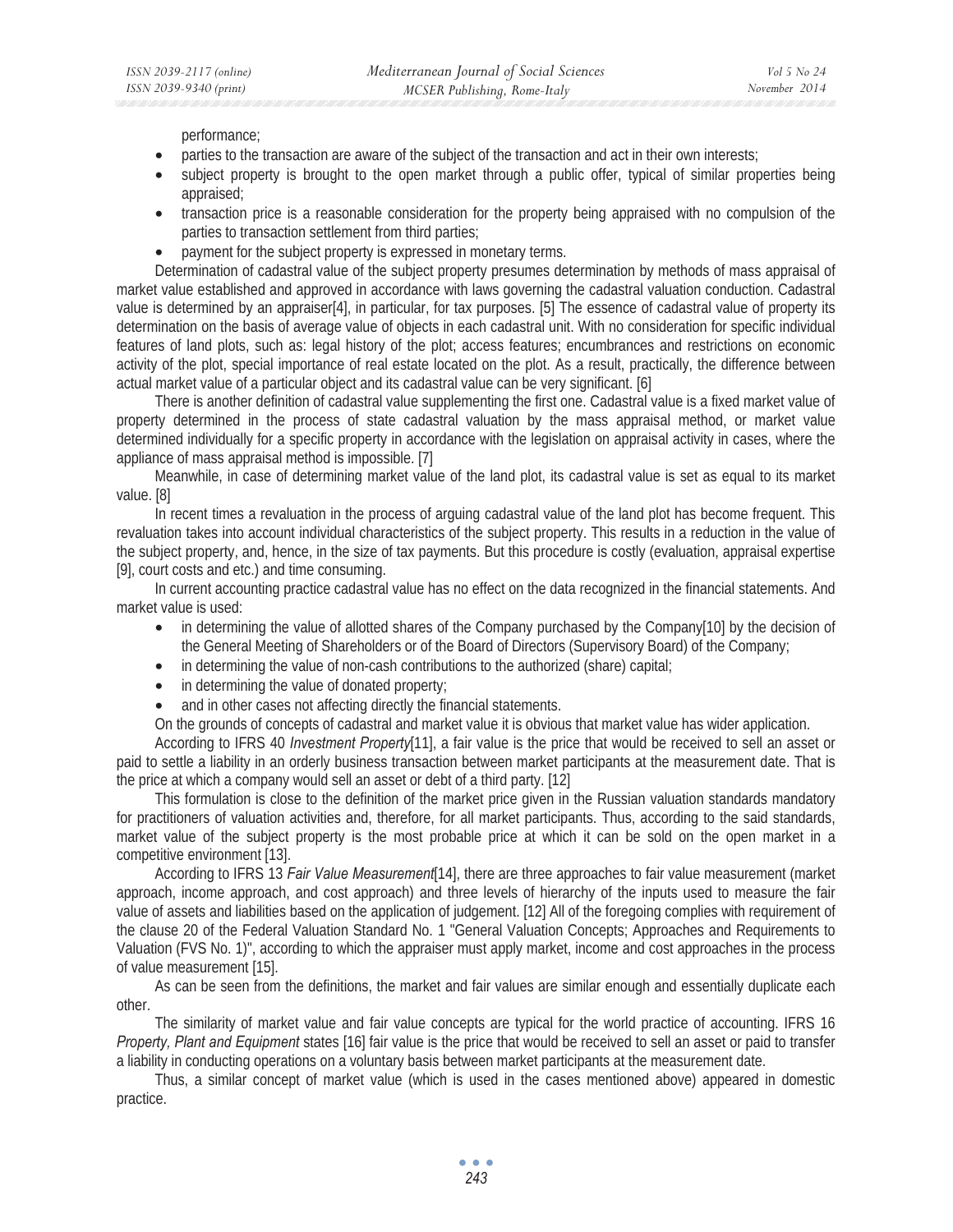performance;

- parties to the transaction are aware of the subject of the transaction and act in their own interests;
- subject property is brought to the open market through a public offer, typical of similar properties being appraised;
- transaction price is a reasonable consideration for the property being appraised with no compulsion of the parties to transaction settlement from third parties;
- payment for the subject property is expressed in monetary terms.

Determination of cadastral value of the subject property presumes determination by methods of mass appraisal of market value established and approved in accordance with laws governing the cadastral valuation conduction. Cadastral value is determined by an appraiser[4], in particular, for tax purposes. [5] The essence of cadastral value of property its determination on the basis of average value of objects in each cadastral unit. With no consideration for specific individual features of land plots, such as: legal history of the plot; access features; encumbrances and restrictions on economic activity of the plot, special importance of real estate located on the plot. As a result, practically, the difference between actual market value of a particular object and its cadastral value can be very significant. [6]

There is another definition of cadastral value supplementing the first one. Cadastral value is a fixed market value of property determined in the process of state cadastral valuation by the mass appraisal method, or market value determined individually for a specific property in accordance with the legislation on appraisal activity in cases, where the appliance of mass appraisal method is impossible. [7]

Meanwhile, in case of determining market value of the land plot, its cadastral value is set as equal to its market value. [8]

In recent times a revaluation in the process of arguing cadastral value of the land plot has become frequent. This revaluation takes into account individual characteristics of the subject property. This results in a reduction in the value of the subject property, and, hence, in the size of tax payments. But this procedure is costly (evaluation, appraisal expertise [9], court costs and etc.) and time consuming.

In current accounting practice cadastral value has no effect on the data recognized in the financial statements. And market value is used:

- in determining the value of allotted shares of the Company purchased by the Company[10] by the decision of the General Meeting of Shareholders or of the Board of Directors (Supervisory Board) of the Company;
- in determining the value of non-cash contributions to the authorized (share) capital;
- in determining the value of donated property;
- and in other cases not affecting directly the financial statements.

On the grounds of concepts of cadastral and market value it is obvious that market value has wider application.

According to IFRS 40 *Investment Property*[11], a fair value is the price that would be received to sell an asset or paid to settle a liability in an orderly business transaction between market participants at the measurement date. That is the price at which a company would sell an asset or debt of a third party. [12]

This formulation is close to the definition of the market price given in the Russian valuation standards mandatory for practitioners of valuation activities and, therefore, for all market participants. Thus, according to the said standards, market value of the subject property is the most probable price at which it can be sold on the open market in a competitive environment [13].

According to IFRS 13 *Fair Value Measurement*[14], there are three approaches to fair value measurement (market approach, income approach, and cost approach) and three levels of hierarchy of the inputs used to measure the fair value of assets and liabilities based on the application of judgement. [12] All of the foregoing complies with requirement of the clause 20 of the Federal Valuation Standard No. 1 "General Valuation Concepts; Approaches and Requirements to Valuation (FVS No. 1)", according to which the appraiser must apply market, income and cost approaches in the process of value measurement [15].

As can be seen from the definitions, the market and fair values are similar enough and essentially duplicate each other.

The similarity of market value and fair value concepts are typical for the world practice of accounting. IFRS 16 *Property, Plant and Equipment* states [16] fair value is the price that would be received to sell an asset or paid to transfer a liability in conducting operations on a voluntary basis between market participants at the measurement date.

Thus, a similar concept of market value (which is used in the cases mentioned above) appeared in domestic practice.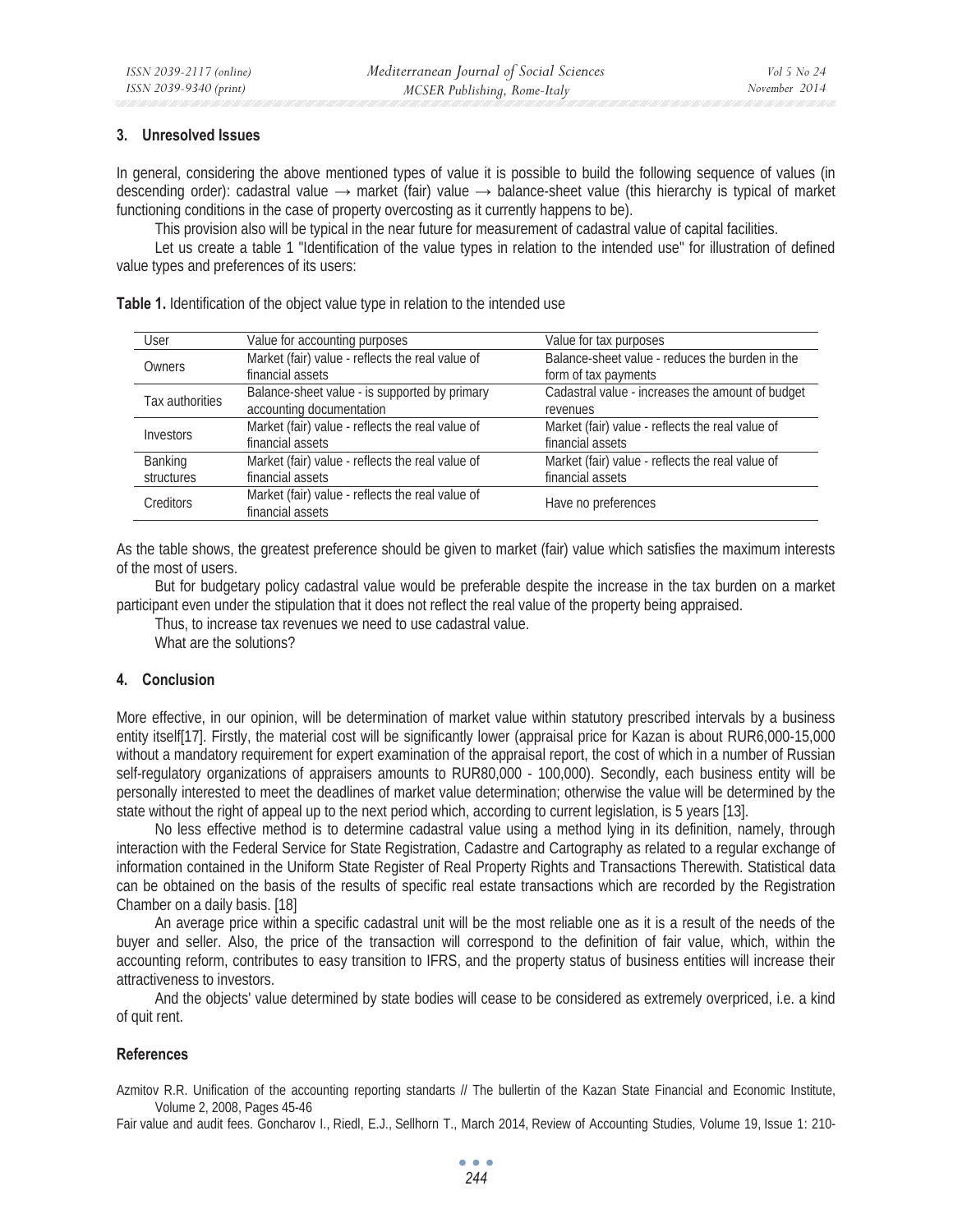## 3. Unresolved Issues

In general, considering the above mentioned types of value it is possible to build the following sequence of values (in descending order): cadastral value → market (fair) value → balance-sheet value (this hierarchy is typical of market functioning conditions in the case of property overcosting as it currently happens to be).

This provision also will be typical in the near future for measurement of cadastral value of capital facilities.

Let us create a table 1 "Identification of the value types in relation to the intended use" for illustration of defined value types and preferences of its users:

**Table 1.** Identification of the object value type in relation to the intended use

| User | Value for accounting purposes | Value for tax purposes |
|---|---|---|
| Owners | Market (fair) value - reflects the real value of financial assets | Balance-sheet value - reduces the burden in the form of tax payments |
| Tax authorities | Balance-sheet value - is supported by primary accounting documentation | Cadastral value - increases the amount of budget revenues |
| Investors | Market (fair) value - reflects the real value of financial assets | Market (fair) value - reflects the real value of financial assets |
| Banking structures | Market (fair) value - reflects the real value of financial assets | Market (fair) value - reflects the real value of financial assets |
| Creditors | Market (fair) value - reflects the real value of financial assets | Have no preferences |

As the table shows, the greatest preference should be given to market (fair) value which satisfies the maximum interests of the most of users.

But for budgetary policy cadastral value would be preferable despite the increase in the tax burden on a market participant even under the stipulation that it does not reflect the real value of the property being appraised.

Thus, to increase tax revenues we need to use cadastral value.

What are the solutions?

## 4. Conclusion

More effective, in our opinion, will be determination of market value within statutory prescribed intervals by a business entity itself[17]. Firstly, the material cost will be significantly lower (appraisal price for Kazan is about RUR6,000-15,000 without a mandatory requirement for expert examination of the appraisal report, the cost of which in a number of Russian self-regulatory organizations of appraisers amounts to RUR80,000 - 100,000). Secondly, each business entity will be personally interested to meet the deadlines of market value determination; otherwise the value will be determined by the state without the right of appeal up to the next period which, according to current legislation, is 5 years [13].

No less effective method is to determine cadastral value using a method lying in its definition, namely, through interaction with the Federal Service for State Registration, Cadastre and Cartography as related to a regular exchange of information contained in the Uniform State Register of Real Property Rights and Transactions Therewith. Statistical data can be obtained on the basis of the results of specific real estate transactions which are recorded by the Registration Chamber on a daily basis. [18]

An average price within a specific cadastral unit will be the most reliable one as it is a result of the needs of the buyer and seller. Also, the price of the transaction will correspond to the definition of fair value, which, within the accounting reform, contributes to easy transition to IFRS, and the property status of business entities will increase their attractiveness to investors.

And the objects' value determined by state bodies will cease to be considered as extremely overpriced, i.e. a kind of quit rent.

## References

Azmitov R.R. Unification of the accounting reporting standarts // The bullertin of the Kazan State Financial and Economic Institute, Volume 2, 2008, Pages 45-46

Fair value and audit fees. Goncharov I., Riedl, E.J., Sellhorn T., March 2014, Review of Accounting Studies, Volume 19, Issue 1: 210-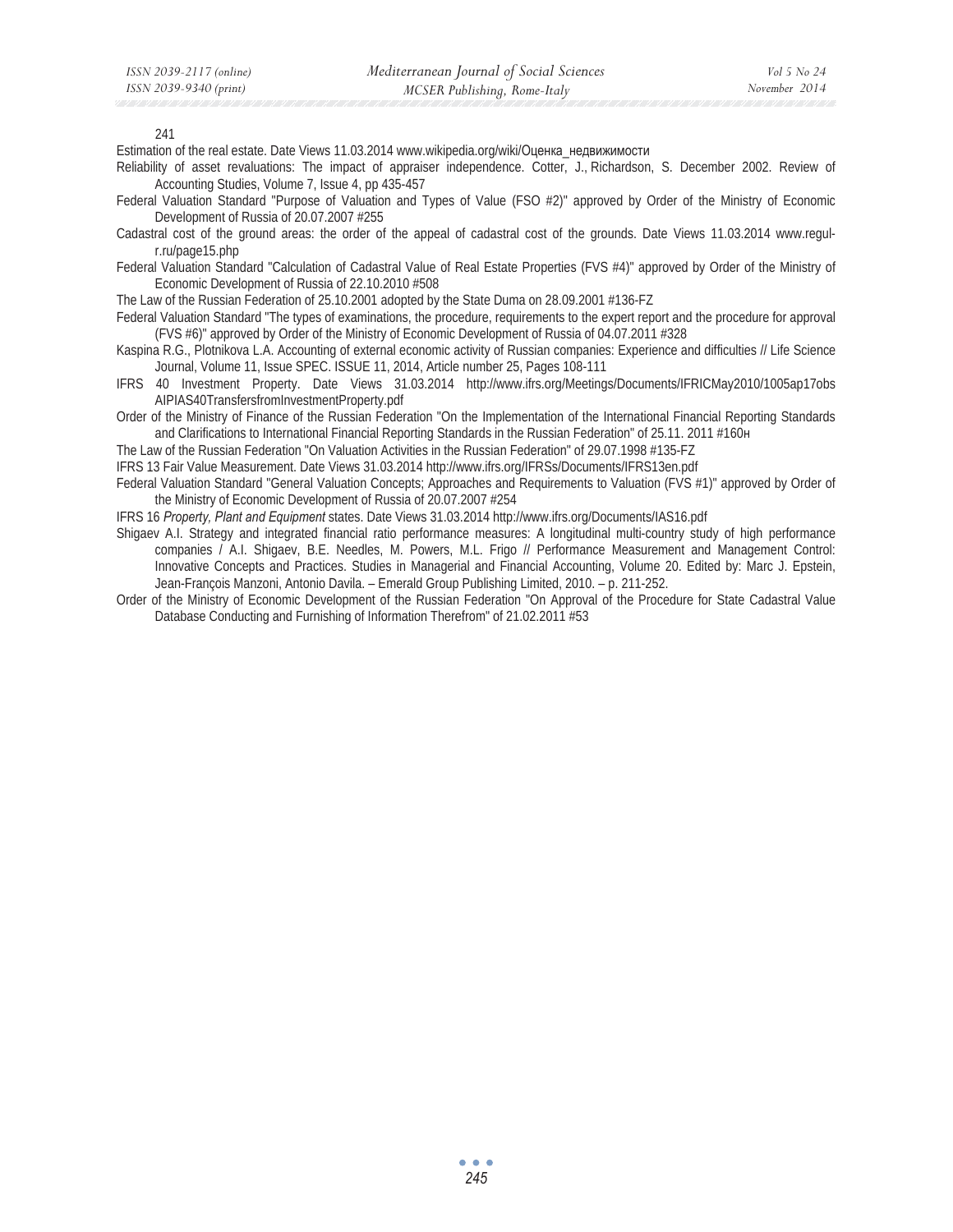241

Estimation of the real estate. Date Views 11.03.2014 www.wikipedia.org/wiki/Оценка_недвижимости

Reliability of asset revaluations: The impact of appraiser independence. Cotter, J., Richardson, S. December 2002. Review of Accounting Studies, Volume 7, Issue 4, pp 435-457

Federal Valuation Standard "Purpose of Valuation and Types of Value (FSO #2)" approved by Order of the Ministry of Economic Development of Russia of 20.07.2007 #255

Cadastral cost of the ground areas: the order of the appeal of cadastral cost of the grounds. Date Views 11.03.2014 www.regul-r.ru/page15.php

Federal Valuation Standard "Calculation of Cadastral Value of Real Estate Properties (FVS #4)" approved by Order of the Ministry of Economic Development of Russia of 22.10.2010 #508

The Law of the Russian Federation of 25.10.2001 adopted by the State Duma on 28.09.2001 #136-FZ

Federal Valuation Standard "The types of examinations, the procedure, requirements to the expert report and the procedure for approval (FVS #6)" approved by Order of the Ministry of Economic Development of Russia of 04.07.2011 #328

Kaspina R.G., Plotnikova L.A. Accounting of external economic activity of Russian companies: Experience and difficulties // Life Science Journal, Volume 11, Issue SPEC. ISSUE 11, 2014, Article number 25, Pages 108-111

IFRS 40 Investment Property. Date Views 31.03.2014 http://www.ifrs.org/Meetings/Documents/IFRICMay2010/1005ap17obsAIPIAS40TransfersfromInvestmentProperty.pdf

Order of the Ministry of Finance of the Russian Federation "On the Implementation of the International Financial Reporting Standards and Clarifications to International Financial Reporting Standards in the Russian Federation" of 25.11. 2011 #160н

The Law of the Russian Federation "On Valuation Activities in the Russian Federation" of 29.07.1998 #135-FZ

IFRS 13 Fair Value Measurement. Date Views 31.03.2014 http://www.ifrs.org/IFRSs/Documents/IFRS13en.pdf

Federal Valuation Standard "General Valuation Concepts; Approaches and Requirements to Valuation (FVS #1)" approved by Order of the Ministry of Economic Development of Russia of 20.07.2007 #254

IFRS 16 *Property, Plant and Equipment* states. Date Views 31.03.2014 http://www.ifrs.org/Documents/IAS16.pdf

Shigaev A.I. Strategy and integrated financial ratio performance measures: A longitudinal multi-country study of high performance companies / A.I. Shigaev, B.E. Needles, M. Powers, M.L. Frigo // Performance Measurement and Management Control: Innovative Concepts and Practices. Studies in Managerial and Financial Accounting, Volume 20. Edited by: Marc J. Epstein, Jean-François Manzoni, Antonio Davila. – Emerald Group Publishing Limited, 2010. – p. 211-252.

Order of the Ministry of Economic Development of the Russian Federation "On Approval of the Procedure for State Cadastral Value Database Conducting and Furnishing of Information Therefrom" of 21.02.2011 #53